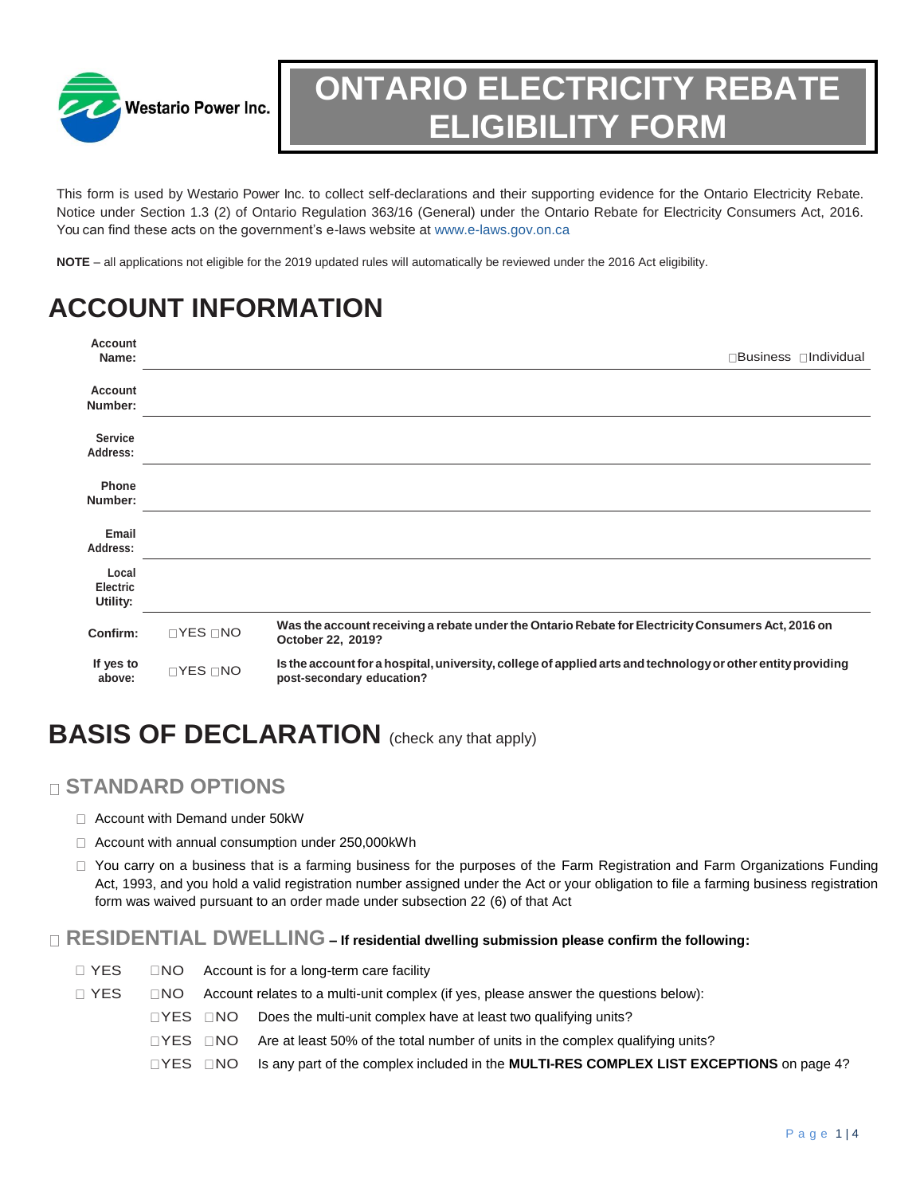Westario Power Inc.

# ONTARIO ELECTRICITY REBATE ELIGIBILITY FORM

This form is used by Westario Power Inc. to collect self-declarations and their supporting evidence for the Ontario Electricity Rebate. Notice under Section 1.3 (2) of Ontario Regulation 363/16 (General) under the Ontario Rebate for Electricity Consumers Act, 2016. You can find these acts on the government's e-laws website at www.e-laws.gov.on.ca

**NOTE** – all applications not eligible for the 2019 updated rules will automatically be reviewed under the 2016 Act eligibility.

# ACCOUNT INFORMATION

**Account Name:** ________________________ ☐Business ☐Individual

**Account Number:** ________________________

**Service Address:** ________________________

**Phone Number:** ________________________

**Email Address:** ________________________

**Local Electric Utility:** ________________________

| | | |
|---|---|---|
| **Confirm:** | ☐YES ☐NO | **Was the account receiving a rebate under the Ontario Rebate for Electricity Consumers Act, 2016 on October 22, 2019?** |
| **If yes to above:** | ☐YES ☐NO | **Is the account for a hospital, university, college of applied arts and technology or other entity providing post-secondary education?** |

# BASIS OF DECLARATION (check any that apply)

## ☐ STANDARD OPTIONS

- ☐ Account with Demand under 50kW
- ☐ Account with annual consumption under 250,000kWh
- ☐ You carry on a business that is a farming business for the purposes of the Farm Registration and Farm Organizations Funding Act, 1993, and you hold a valid registration number assigned under the Act or your obligation to file a farming business registration form was waived pursuant to an order made under subsection 22 (6) of that Act

## ☐ RESIDENTIAL DWELLING – **If residential dwelling submission please confirm the following:**

- ☐ YES ☐NO Account is for a long-term care facility
- ☐ YES ☐NO Account relates to a multi-unit complex (if yes, please answer the questions below):
  - ☐YES ☐NO Does the multi-unit complex have at least two qualifying units?
  - ☐YES ☐NO Are at least 50% of the total number of units in the complex qualifying units?
  - ☐YES ☐NO Is any part of the complex included in the **MULTI-RES COMPLEX LIST EXCEPTIONS** on page 4?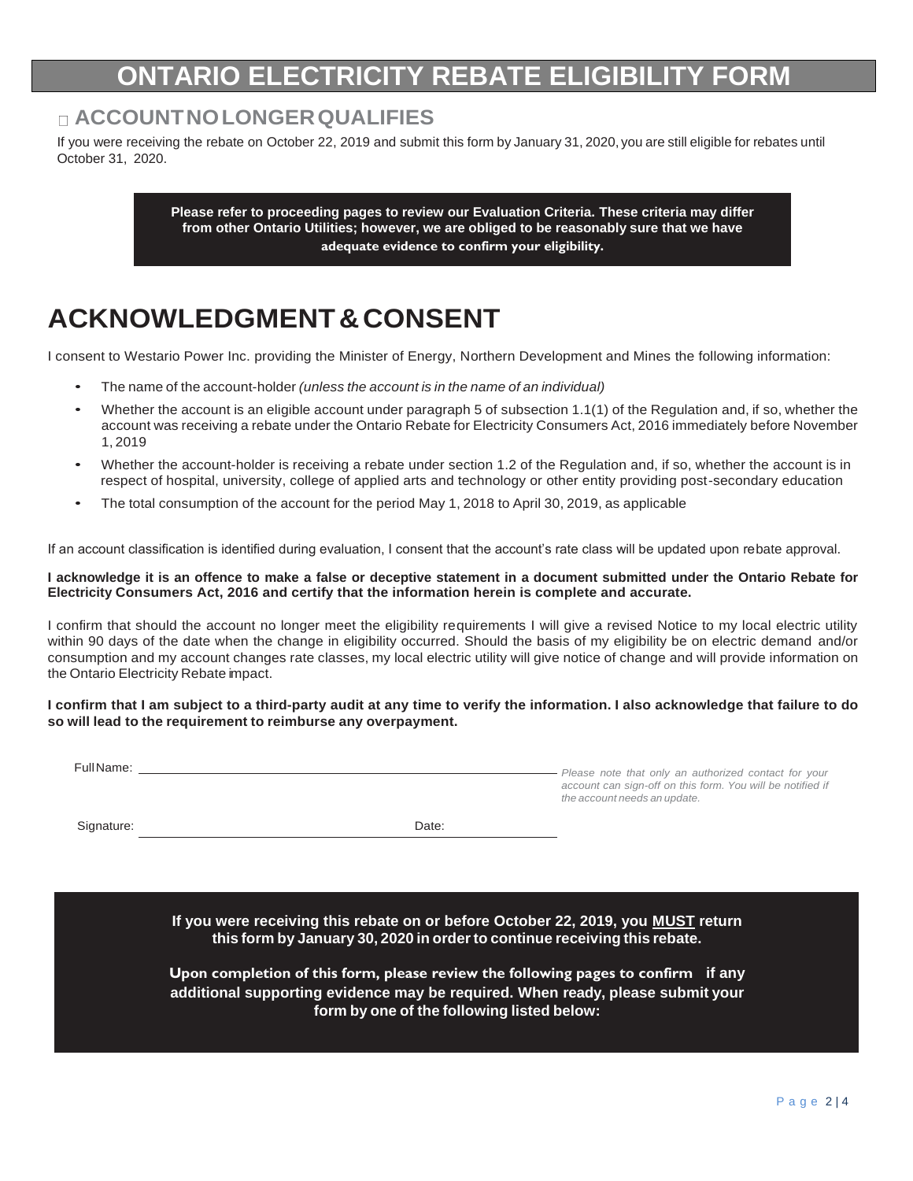# ONTARIO ELECTRICITY REBATE ELIGIBILITY FORM

## □ ACCOUNT NO LONGER QUALIFIES

If you were receiving the rebate on October 22, 2019 and submit this form by January 31, 2020, you are still eligible for rebates until October 31, 2020.

**Please refer to proceeding pages to review our Evaluation Criteria. These criteria may differ from other Ontario Utilities; however, we are obliged to be reasonably sure that we have adequate evidence to confirm your eligibility.**

# ACKNOWLEDGMENT & CONSENT

I consent to Westario Power Inc. providing the Minister of Energy, Northern Development and Mines the following information:

- The name of the account-holder *(unless the account is in the name of an individual)*
- Whether the account is an eligible account under paragraph 5 of subsection 1.1(1) of the Regulation and, if so, whether the account was receiving a rebate under the Ontario Rebate for Electricity Consumers Act, 2016 immediately before November 1, 2019
- Whether the account-holder is receiving a rebate under section 1.2 of the Regulation and, if so, whether the account is in respect of hospital, university, college of applied arts and technology or other entity providing post-secondary education
- The total consumption of the account for the period May 1, 2018 to April 30, 2019, as applicable

If an account classification is identified during evaluation, I consent that the account's rate class will be updated upon rebate approval.

**I acknowledge it is an offence to make a false or deceptive statement in a document submitted under the Ontario Rebate for Electricity Consumers Act, 2016 and certify that the information herein is complete and accurate.**

I confirm that should the account no longer meet the eligibility requirements I will give a revised Notice to my local electric utility within 90 days of the date when the change in eligibility occurred. Should the basis of my eligibility be on electric demand and/or consumption and my account changes rate classes, my local electric utility will give notice of change and will provide information on the Ontario Electricity Rebate impact.

**I confirm that I am subject to a third-party audit at any time to verify the information. I also acknowledge that failure to do so will lead to the requirement to reimburse any overpayment.**

Full Name: ______________________________ *Please note that only an authorized contact for your account can sign-off on this form. You will be notified if the account needs an update.*

Signature: ______________________ Date: ______________

**If you were receiving this rebate on or before October 22, 2019, you MUST return this form by January 30, 2020 in order to continue receiving this rebate.**

**Upon completion of this form, please review the following pages to confirm if any additional supporting evidence may be required. When ready, please submit your form by one of the following listed below:**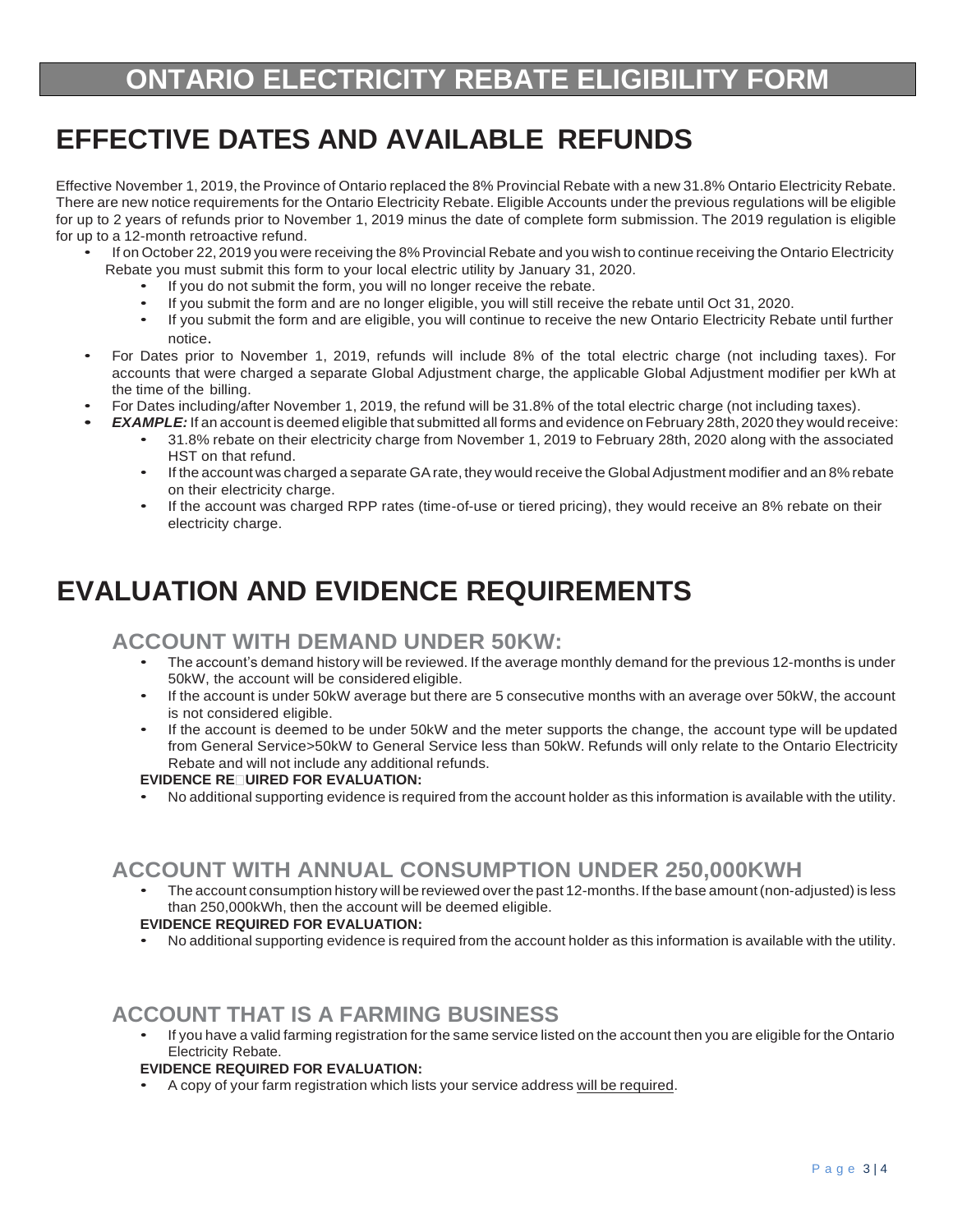# ONTARIO ELECTRICITY REBATE ELIGIBILITY FORM

## EFFECTIVE DATES AND AVAILABLE REFUNDS

Effective November 1, 2019, the Province of Ontario replaced the 8% Provincial Rebate with a new 31.8% Ontario Electricity Rebate. There are new notice requirements for the Ontario Electricity Rebate. Eligible Accounts under the previous regulations will be eligible for up to 2 years of refunds prior to November 1, 2019 minus the date of complete form submission. The 2019 regulation is eligible for up to a 12-month retroactive refund.

- If on October 22, 2019 you were receiving the 8% Provincial Rebate and you wish to continue receiving the Ontario Electricity Rebate you must submit this form to your local electric utility by January 31, 2020.
  - If you do not submit the form, you will no longer receive the rebate.
  - If you submit the form and are no longer eligible, you will still receive the rebate until Oct 31, 2020.
  - If you submit the form and are eligible, you will continue to receive the new Ontario Electricity Rebate until further notice.
- For Dates prior to November 1, 2019, refunds will include 8% of the total electric charge (not including taxes). For accounts that were charged a separate Global Adjustment charge, the applicable Global Adjustment modifier per kWh at the time of the billing.
- For Dates including/after November 1, 2019, the refund will be 31.8% of the total electric charge (not including taxes).
- ***EXAMPLE:*** If an account is deemed eligible that submitted all forms and evidence on February 28th, 2020 they would receive:
  - 31.8% rebate on their electricity charge from November 1, 2019 to February 28th, 2020 along with the associated HST on that refund.
  - If the account was charged a separate GA rate, they would receive the Global Adjustment modifier and an 8% rebate on their electricity charge.
  - If the account was charged RPP rates (time-of-use or tiered pricing), they would receive an 8% rebate on their electricity charge.

## EVALUATION AND EVIDENCE REQUIREMENTS

### ACCOUNT WITH DEMAND UNDER 50KW:

- The account's demand history will be reviewed. If the average monthly demand for the previous 12-months is under 50kW, the account will be considered eligible.
- If the account is under 50kW average but there are 5 consecutive months with an average over 50kW, the account is not considered eligible.
- If the account is deemed to be under 50kW and the meter supports the change, the account type will be updated from General Service>50kW to General Service less than 50kW. Refunds will only relate to the Ontario Electricity Rebate and will not include any additional refunds.

**EVIDENCE REQUIRED FOR EVALUATION:**

- No additional supporting evidence is required from the account holder as this information is available with the utility.

### ACCOUNT WITH ANNUAL CONSUMPTION UNDER 250,000KWH

- The account consumption history will be reviewed over the past 12-months. If the base amount (non-adjusted) is less than 250,000kWh, then the account will be deemed eligible.

**EVIDENCE REQUIRED FOR EVALUATION:**

- No additional supporting evidence is required from the account holder as this information is available with the utility.

### ACCOUNT THAT IS A FARMING BUSINESS

- If you have a valid farming registration for the same service listed on the account then you are eligible for the Ontario Electricity Rebate.

**EVIDENCE REQUIRED FOR EVALUATION:**

- A copy of your farm registration which lists your service address <u>will be required</u>.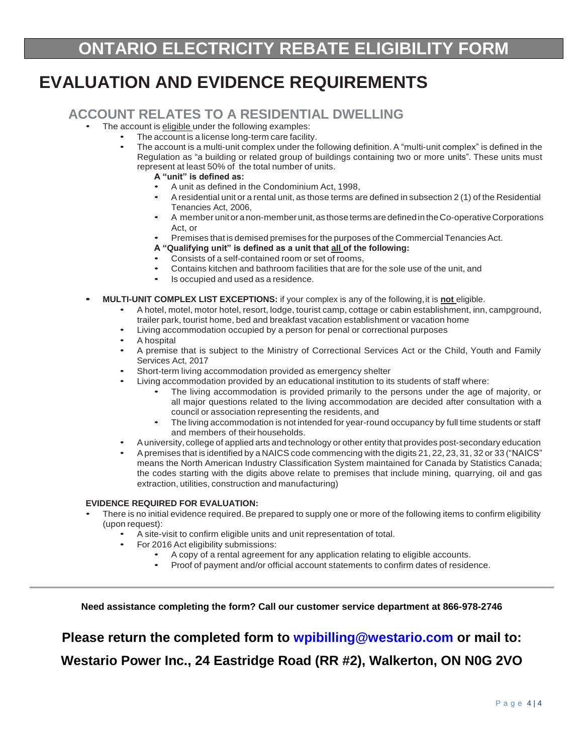# ONTARIO ELECTRICITY REBATE ELIGIBILITY FORM

## EVALUATION AND EVIDENCE REQUIREMENTS

### ACCOUNT RELATES TO A RESIDENTIAL DWELLING

- The account is eligible under the following examples:
  - The account is a license long-term care facility.
  - The account is a multi-unit complex under the following definition. A "multi-unit complex" is defined in the Regulation as "a building or related group of buildings containing two or more units". These units must represent at least 50% of the total number of units.

    **A "unit" is defined as:**
    - A unit as defined in the Condominium Act, 1998,
    - A residential unit or a rental unit, as those terms are defined in subsection 2 (1) of the Residential Tenancies Act, 2006,
    - A member unit or a non-member unit, as those terms are defined in the Co-operative Corporations Act, or
    - Premises that is demised premises for the purposes of the Commercial Tenancies Act.

    **A "Qualifying unit" is defined as a unit that all of the following:**
    - Consists of a self-contained room or set of rooms,
    - Contains kitchen and bathroom facilities that are for the sole use of the unit, and
    - Is occupied and used as a residence.

- **MULTI-UNIT COMPLEX LIST EXCEPTIONS:** if your complex is any of the following, it is **not** eligible.
  - A hotel, motel, motor hotel, resort, lodge, tourist camp, cottage or cabin establishment, inn, campground, trailer park, tourist home, bed and breakfast vacation establishment or vacation home
  - Living accommodation occupied by a person for penal or correctional purposes
  - A hospital
  - A premise that is subject to the Ministry of Correctional Services Act or the Child, Youth and Family Services Act, 2017
  - Short-term living accommodation provided as emergency shelter
  - Living accommodation provided by an educational institution to its students of staff where:
    - The living accommodation is provided primarily to the persons under the age of majority, or all major questions related to the living accommodation are decided after consultation with a council or association representing the residents, and
    - The living accommodation is not intended for year-round occupancy by full time students or staff and members of their households.
  - A university, college of applied arts and technology or other entity that provides post-secondary education
  - A premises that is identified by a NAICS code commencing with the digits 21, 22, 23, 31, 32 or 33 ("NAICS" means the North American Industry Classification System maintained for Canada by Statistics Canada; the codes starting with the digits above relate to premises that include mining, quarrying, oil and gas extraction, utilities, construction and manufacturing)

**EVIDENCE REQUIRED FOR EVALUATION:**

- There is no initial evidence required. Be prepared to supply one or more of the following items to confirm eligibility (upon request):
  - A site-visit to confirm eligible units and unit representation of total.
  - For 2016 Act eligibility submissions:
    - A copy of a rental agreement for any application relating to eligible accounts.
    - Proof of payment and/or official account statements to confirm dates of residence.

---

**Need assistance completing the form? Call our customer service department at 866-978-2746**

**Please return the completed form to wpibilling@westario.com or mail to:**

**Westario Power Inc., 24 Eastridge Road (RR #2), Walkerton, ON N0G 2VO**